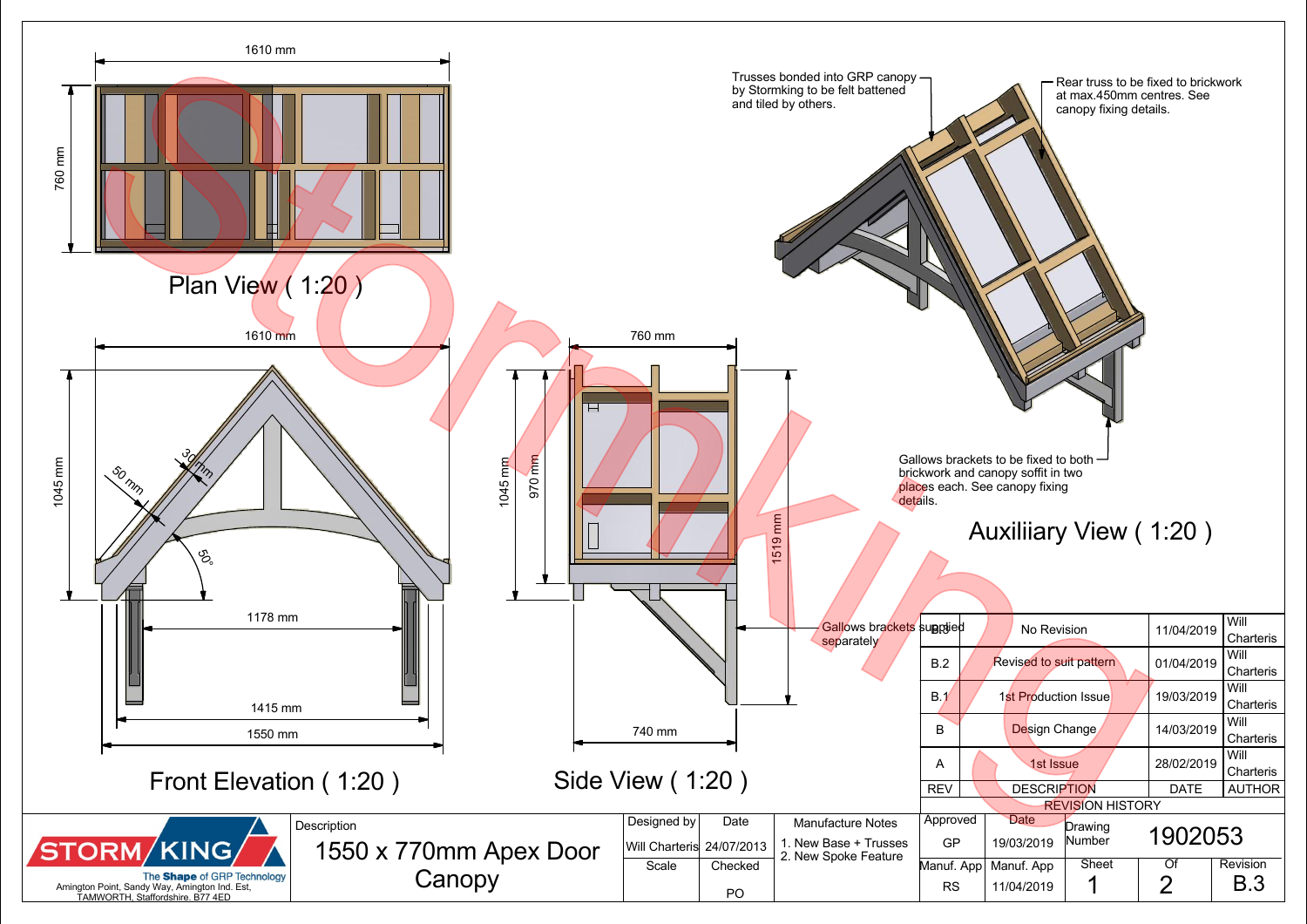## Plan View ( 1:20 )

1610 mm

760 mm

## Front Elevation ( 1:20 )

1610 mm

1045 mm

50 mm

30 mm

50°

1178 mm

1415 mm

1550 mm

## Side View ( 1:20 )

760 mm

1045 mm

970 mm

1519 mm

740 mm

Gallows brackets supplied separately

## Auxiliary View ( 1:20 )

Trusses bonded into GRP canopy by Stormking to be felt battened and tiled by others.

Rear truss to be fixed to brickwork at max.450mm centres. See canopy fixing details.

Gallows brackets to be fixed to both brickwork and canopy soffit in two places each. See canopy fixing details.

| REV | DESCRIPTION | DATE | AUTHOR |
|---|---|---|---|
| B.3 | No Revision | 11/04/2019 | Will Charteris |
| B.2 | Revised to suit pattern | 01/04/2019 | Will Charteris |
| B.1 | 1st Production Issue | 19/03/2019 | Will Charteris |
| B | Design Change | 14/03/2019 | Will Charteris |
| A | 1st Issue | 28/02/2019 | Will Charteris |

REVISION HISTORY

STORM KING — The Shape of GRP Technology
Amington Point, Sandy Way, Amington Ind. Est, TAMWORTH, Staffordshire. B77 4ED

| Description | Designed by | Date | Manufacture Notes | Approved | Date | Drawing Number | | |
|---|---|---|---|---|---|---|---|---|
| 1550 x 770mm Apex Door Canopy | Will Charteris | 24/07/2013 | 1. New Base + Trusses<br>2. New Spoke Feature | GP | 19/03/2019 | 1902053 | | |
| | Scale | Checked | | Manuf. App | Manuf. App | Sheet | Of | Revision |
| | | PO | | RS | 11/04/2019 | 1 | 2 | B.3 |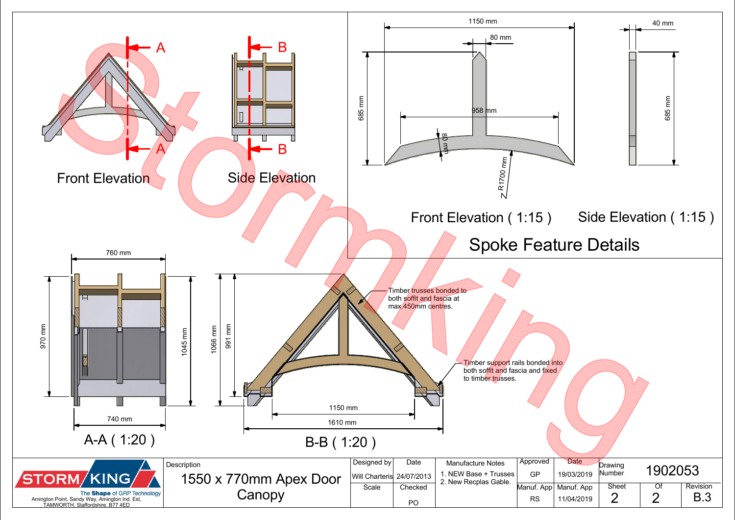Front Elevation

Side Elevation

A A

B B

1150 mm

80 mm

685 mm

958 mm

80 mm

R1700 mm

40 mm

685 mm

Front Elevation ( 1:15 )

Side Elevation ( 1:15 )

## Spoke Feature Details

760 mm

970 mm

1045 mm

740 mm

A-A ( 1:20 )

1066 mm

991 mm

Timber trusses bonded to both soffit and fascia at max.450mm centres.

Timber support rails bonded into both soffit and fascia and fixed to timber trusses.

1150 mm

1610 mm

B-B ( 1:20 )

STORM KING

The Shape of GRP Technology

Amington Point, Sandy Way, Amington Ind. Est, TAMWORTH, Staffordshire. B77 4ED

| Description | Designed by | Date | Manufacture Notes | Approved | Date | Drawing Number | | |
|---|---|---|---|---|---|---|---|---|
| 1550 x 770mm Apex Door Canopy | Will Charteris | 24/07/2013 | 1. NEW Base + Trusses 2. New Recplas Gable. | GP | 19/03/2019 | 1902053 | | |
| | Scale | Checked | | Manuf. App | Manuf. App | Sheet | Of | Revision |
| | | PO | | RS | 11/04/2019 | 2 | 2 | B.3 |